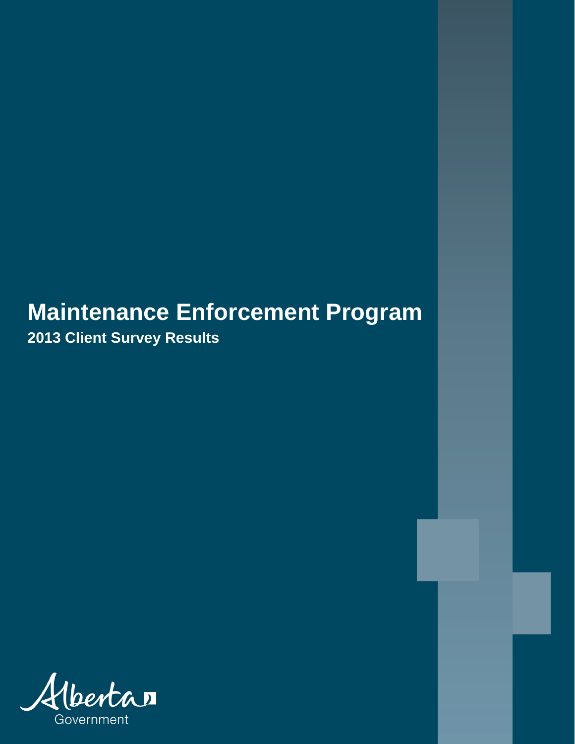# Maintenance Enforcement Program

## 2013 Client Survey Results

Alberta Government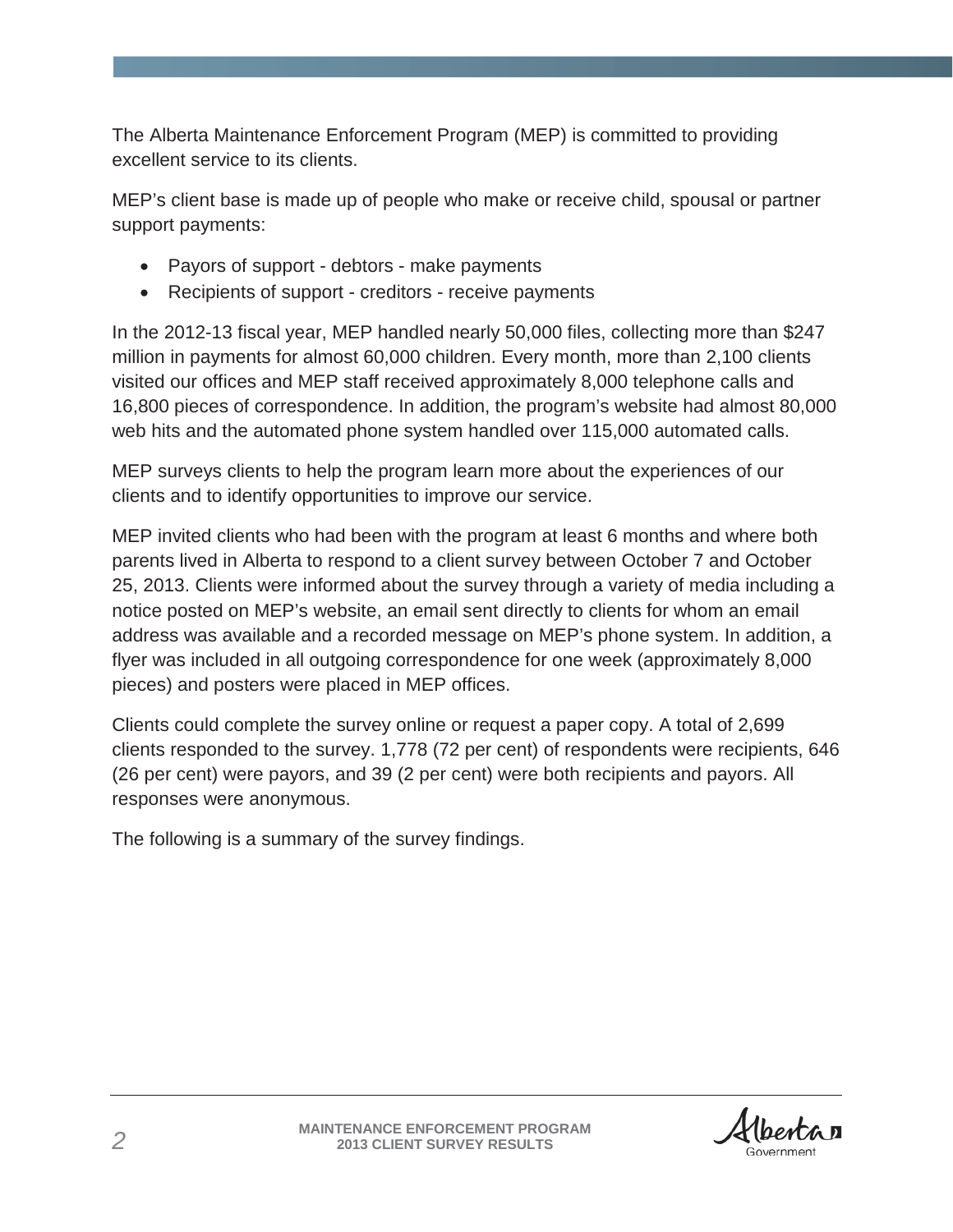The Alberta Maintenance Enforcement Program (MEP) is committed to providing excellent service to its clients.

MEP's client base is made up of people who make or receive child, spousal or partner support payments:

- Payors of support - debtors - make payments
- Recipients of support - creditors - receive payments

In the 2012-13 fiscal year, MEP handled nearly 50,000 files, collecting more than $247 million in payments for almost 60,000 children. Every month, more than 2,100 clients visited our offices and MEP staff received approximately 8,000 telephone calls and 16,800 pieces of correspondence. In addition, the program's website had almost 80,000 web hits and the automated phone system handled over 115,000 automated calls.

MEP surveys clients to help the program learn more about the experiences of our clients and to identify opportunities to improve our service.

MEP invited clients who had been with the program at least 6 months and where both parents lived in Alberta to respond to a client survey between October 7 and October 25, 2013. Clients were informed about the survey through a variety of media including a notice posted on MEP's website, an email sent directly to clients for whom an email address was available and a recorded message on MEP's phone system. In addition, a flyer was included in all outgoing correspondence for one week (approximately 8,000 pieces) and posters were placed in MEP offices.

Clients could complete the survey online or request a paper copy. A total of 2,699 clients responded to the survey. 1,778 (72 per cent) of respondents were recipients, 646 (26 per cent) were payors, and 39 (2 per cent) were both recipients and payors. All responses were anonymous.

The following is a summary of the survey findings.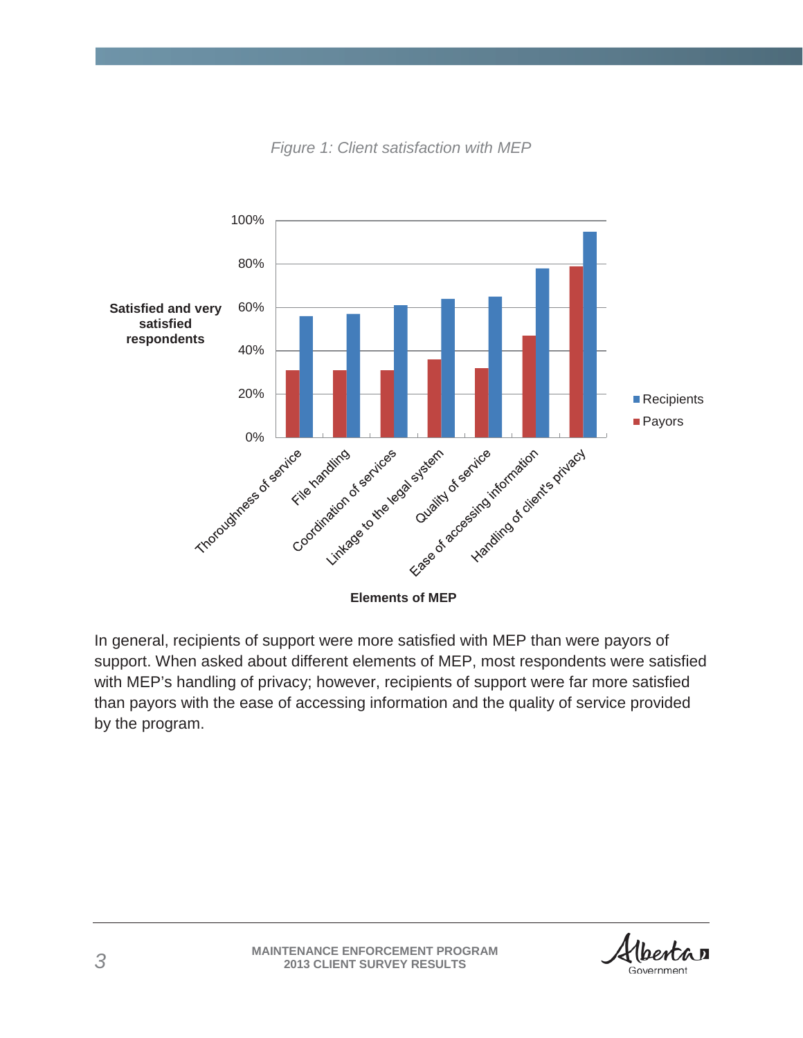*Figure 1: Client satisfaction with MEP*

In general, recipients of support were more satisfied with MEP than were payors of support. When asked about different elements of MEP, most respondents were satisfied with MEP's handling of privacy; however, recipients of support were far more satisfied than payors with the ease of accessing information and the quality of service provided by the program.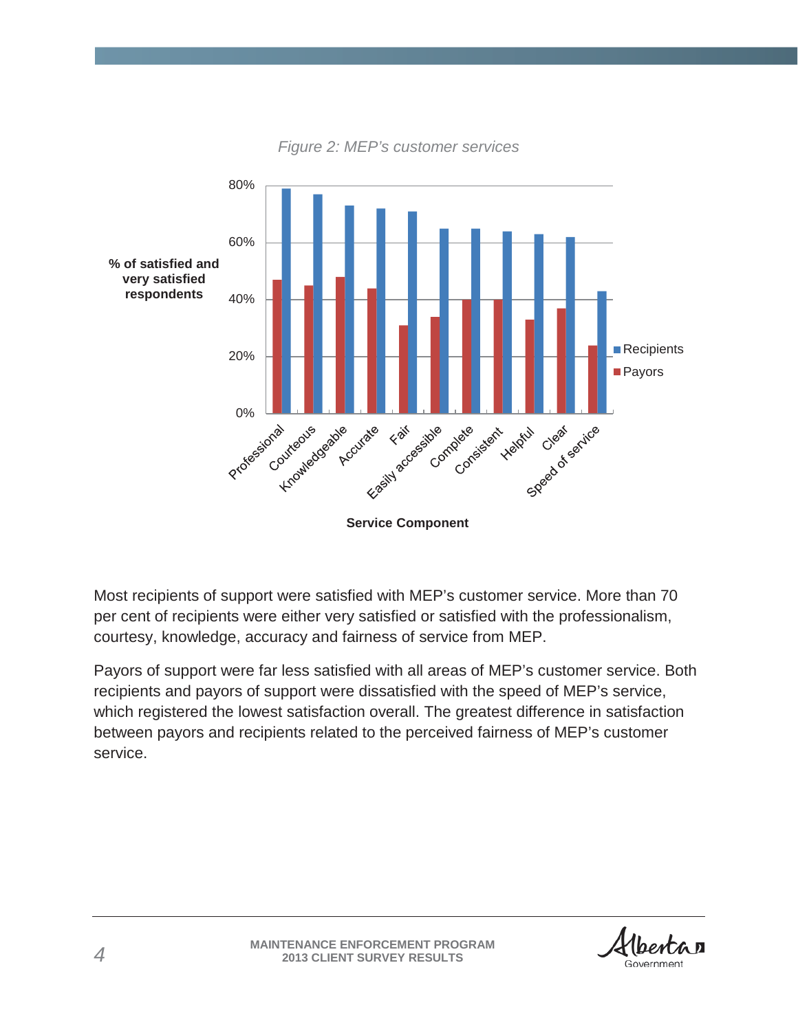*Figure 2: MEP's customer services*

Most recipients of support were satisfied with MEP's customer service. More than 70 per cent of recipients were either very satisfied or satisfied with the professionalism, courtesy, knowledge, accuracy and fairness of service from MEP.

Payors of support were far less satisfied with all areas of MEP's customer service. Both recipients and payors of support were dissatisfied with the speed of MEP's service, which registered the lowest satisfaction overall. The greatest difference in satisfaction between payors and recipients related to the perceived fairness of MEP's customer service.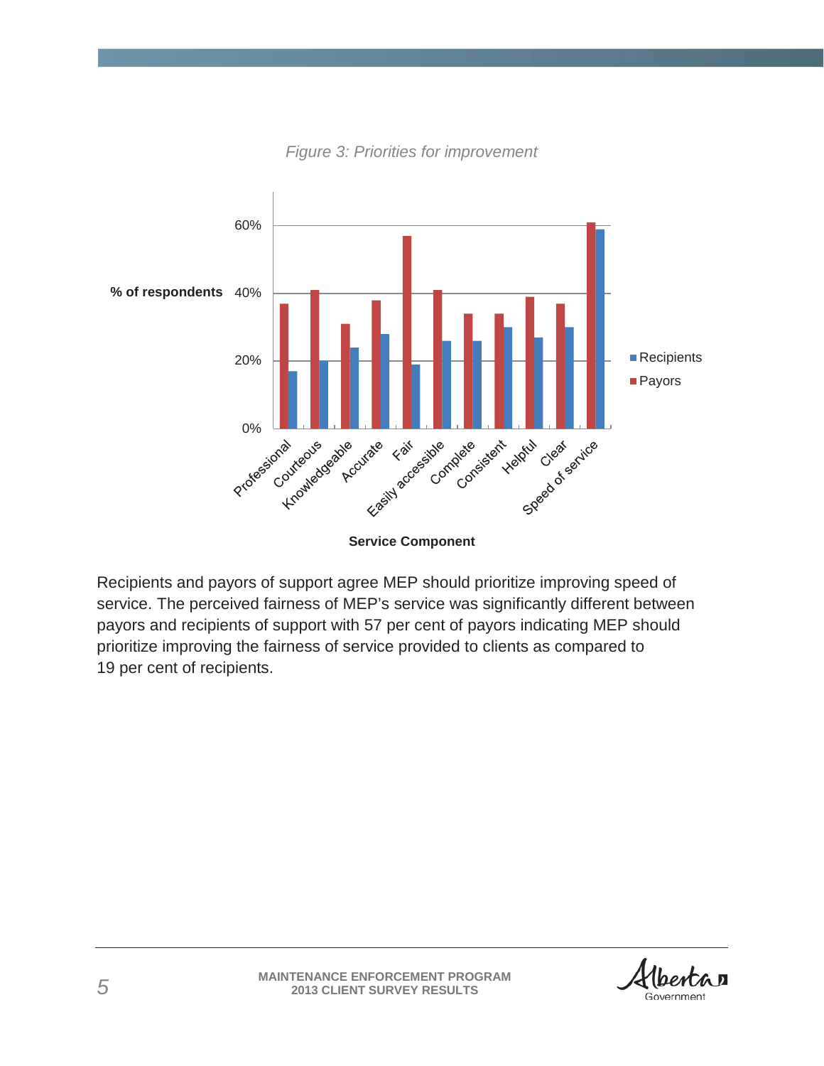*Figure 3: Priorities for improvement*

Recipients and payors of support agree MEP should prioritize improving speed of service. The perceived fairness of MEP's service was significantly different between payors and recipients of support with 57 per cent of payors indicating MEP should prioritize improving the fairness of service provided to clients as compared to 19 per cent of recipients.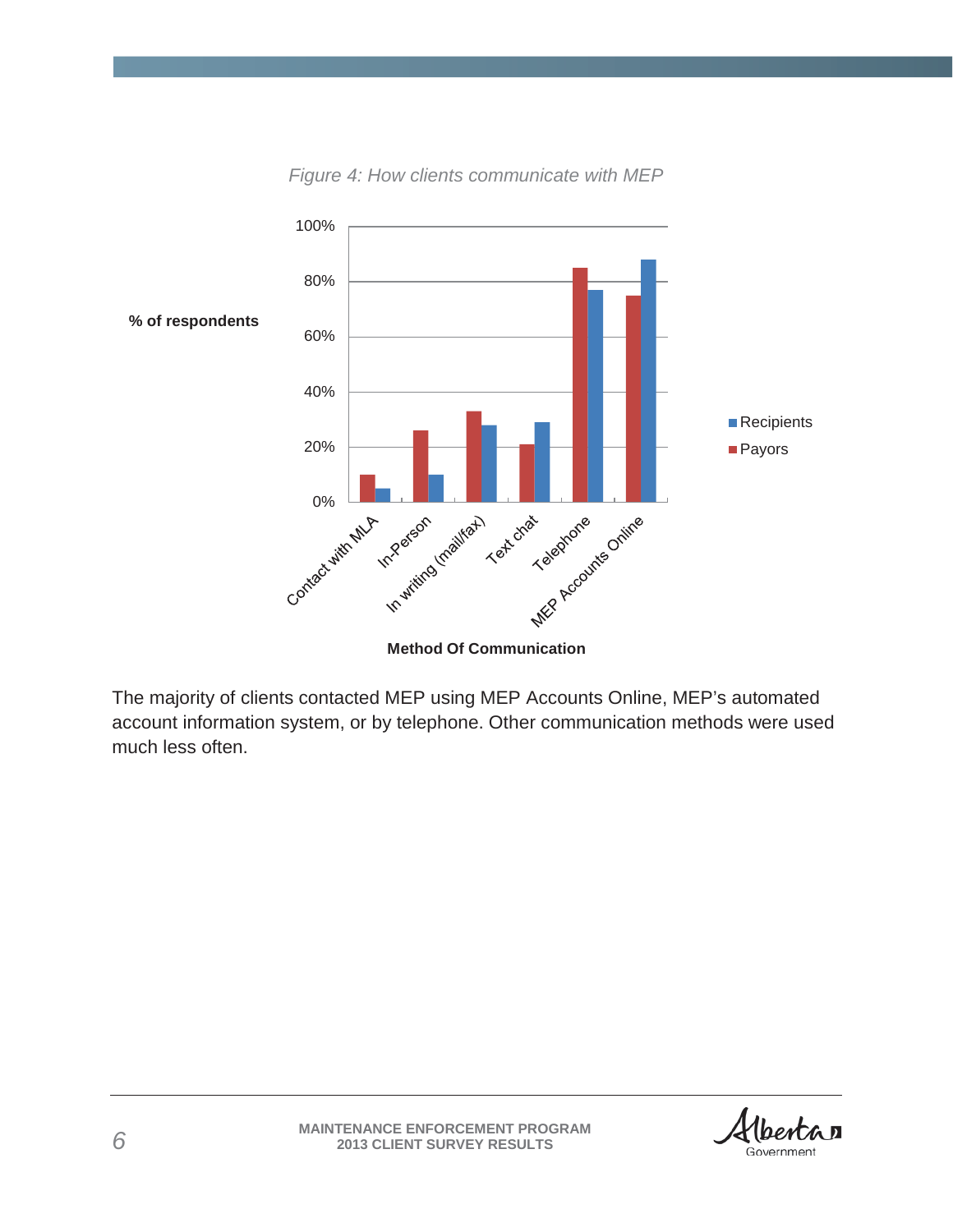*Figure 4: How clients communicate with MEP*

The majority of clients contacted MEP using MEP Accounts Online, MEP's automated account information system, or by telephone. Other communication methods were used much less often.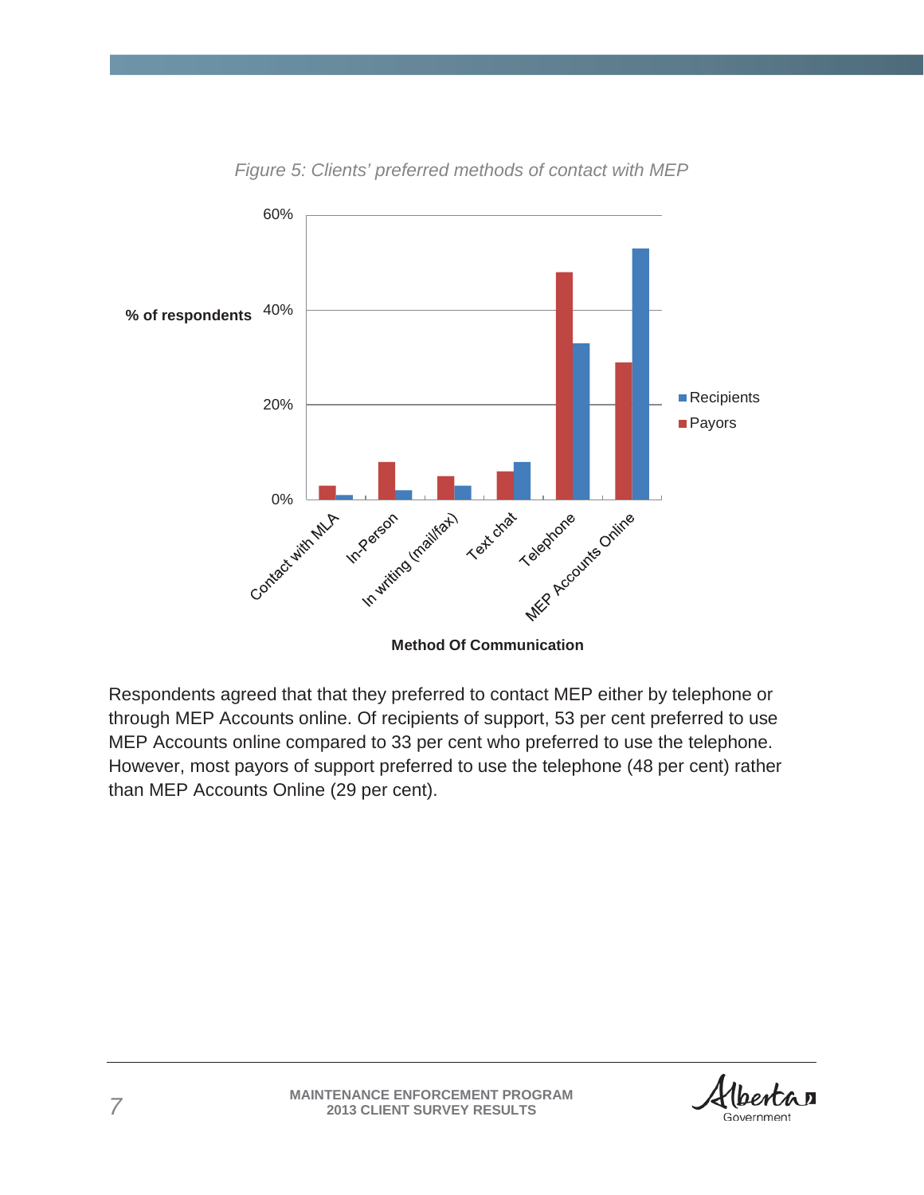*Figure 5: Clients' preferred methods of contact with MEP*

Respondents agreed that that they preferred to contact MEP either by telephone or through MEP Accounts online. Of recipients of support, 53 per cent preferred to use MEP Accounts online compared to 33 per cent who preferred to use the telephone. However, most payors of support preferred to use the telephone (48 per cent) rather than MEP Accounts Online (29 per cent).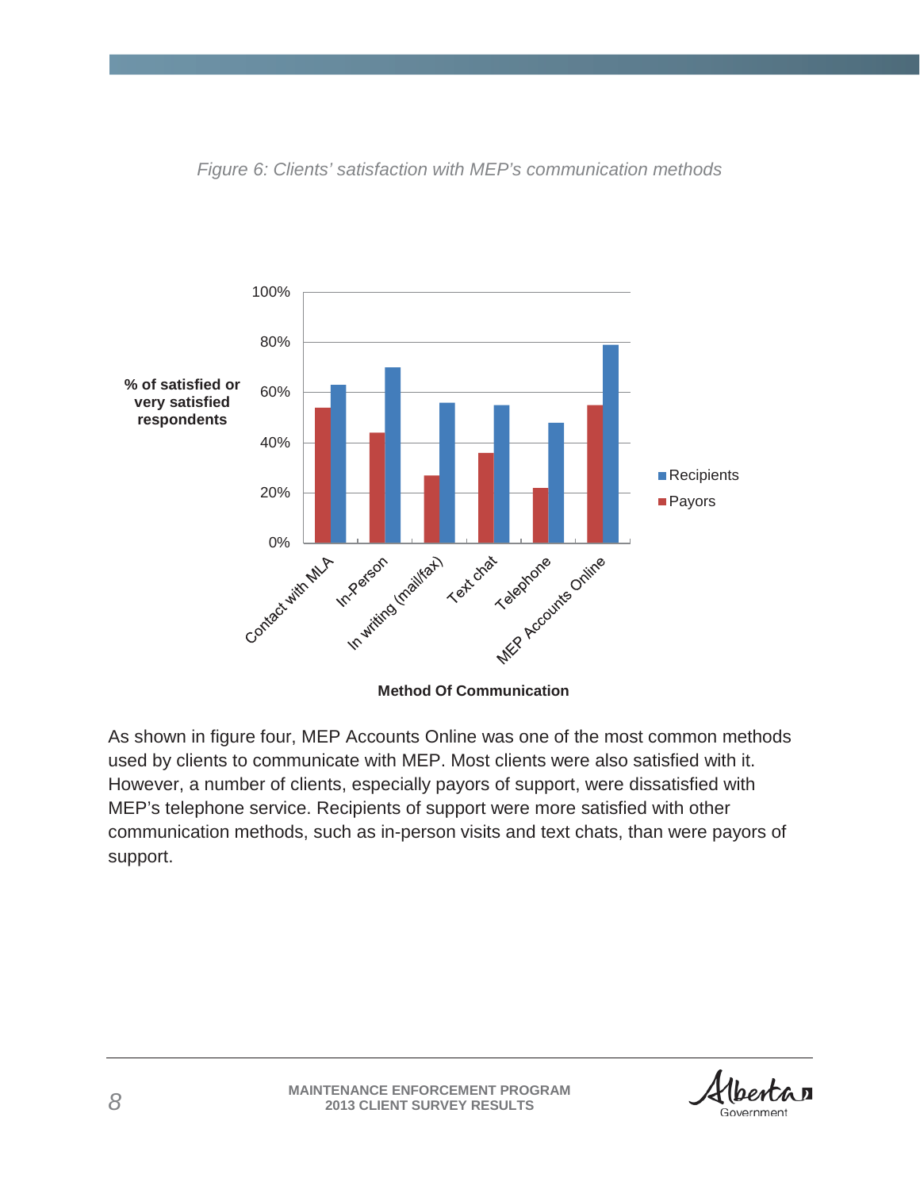*Figure 6: Clients' satisfaction with MEP's communication methods*

As shown in figure four, MEP Accounts Online was one of the most common methods used by clients to communicate with MEP. Most clients were also satisfied with it. However, a number of clients, especially payors of support, were dissatisfied with MEP's telephone service. Recipients of support were more satisfied with other communication methods, such as in-person visits and text chats, than were payors of support.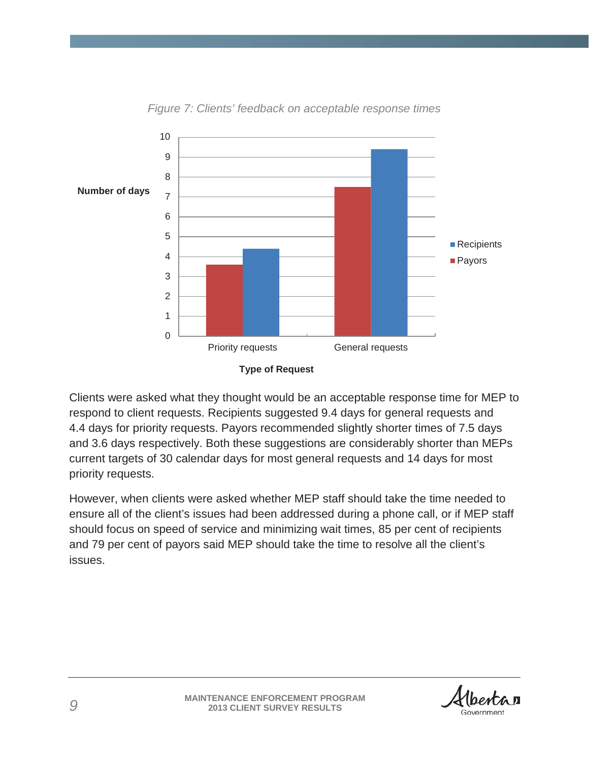*Figure 7: Clients' feedback on acceptable response times*

Clients were asked what they thought would be an acceptable response time for MEP to respond to client requests. Recipients suggested 9.4 days for general requests and 4.4 days for priority requests. Payors recommended slightly shorter times of 7.5 days and 3.6 days respectively. Both these suggestions are considerably shorter than MEPs current targets of 30 calendar days for most general requests and 14 days for most priority requests.

However, when clients were asked whether MEP staff should take the time needed to ensure all of the client's issues had been addressed during a phone call, or if MEP staff should focus on speed of service and minimizing wait times, 85 per cent of recipients and 79 per cent of payors said MEP should take the time to resolve all the client's issues.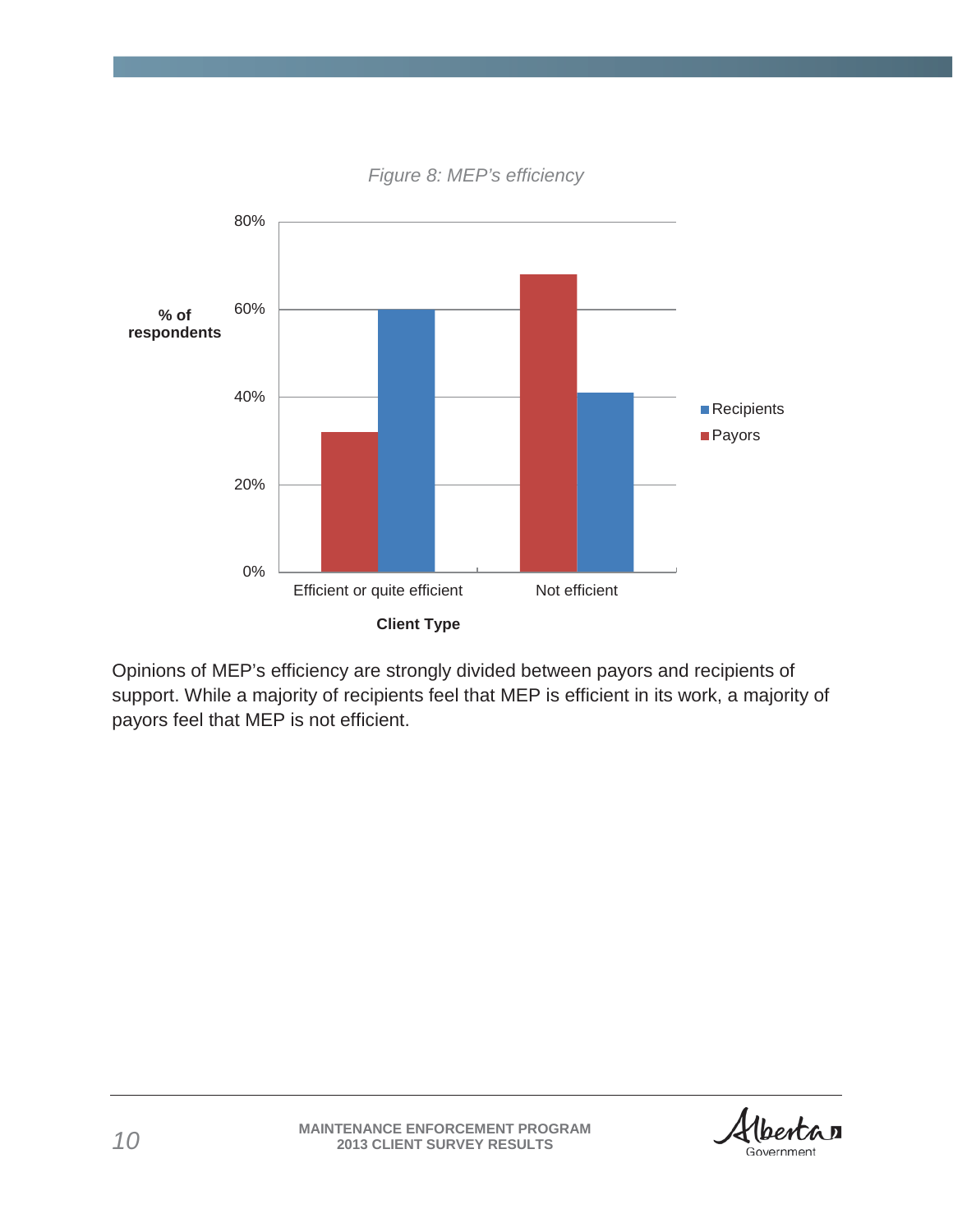*Figure 8: MEP's efficiency*

Opinions of MEP's efficiency are strongly divided between payors and recipients of support. While a majority of recipients feel that MEP is efficient in its work, a majority of payors feel that MEP is not efficient.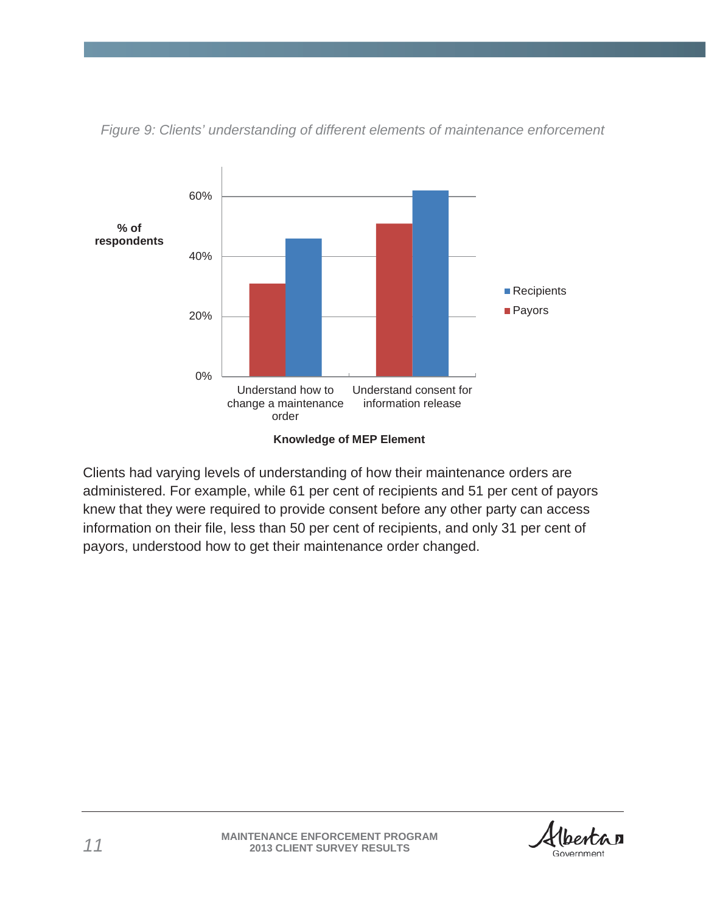*Figure 9: Clients' understanding of different elements of maintenance enforcement*

Clients had varying levels of understanding of how their maintenance orders are administered. For example, while 61 per cent of recipients and 51 per cent of payors knew that they were required to provide consent before any other party can access information on their file, less than 50 per cent of recipients, and only 31 per cent of payors, understood how to get their maintenance order changed.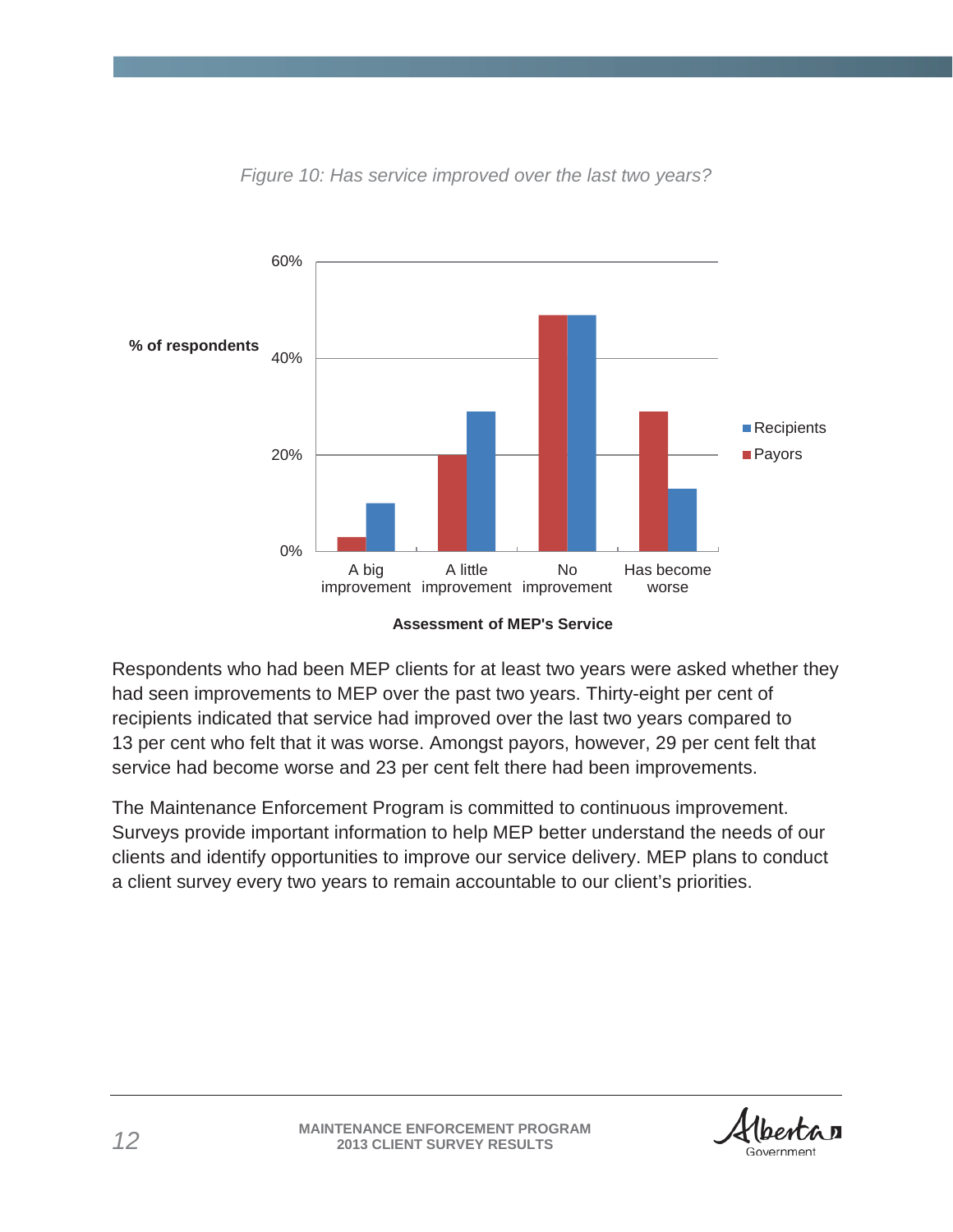*Figure 10: Has service improved over the last two years?*

% of respondents

60%

40%

20%

0%

A big improvement

A little improvement

No improvement

Has become worse

Recipients

Payors

**Assessment of MEP's Service**

Respondents who had been MEP clients for at least two years were asked whether they had seen improvements to MEP over the past two years. Thirty-eight per cent of recipients indicated that service had improved over the last two years compared to 13 per cent who felt that it was worse. Amongst payors, however, 29 per cent felt that service had become worse and 23 per cent felt there had been improvements.

The Maintenance Enforcement Program is committed to continuous improvement. Surveys provide important information to help MEP better understand the needs of our clients and identify opportunities to improve our service delivery. MEP plans to conduct a client survey every two years to remain accountable to our client's priorities.